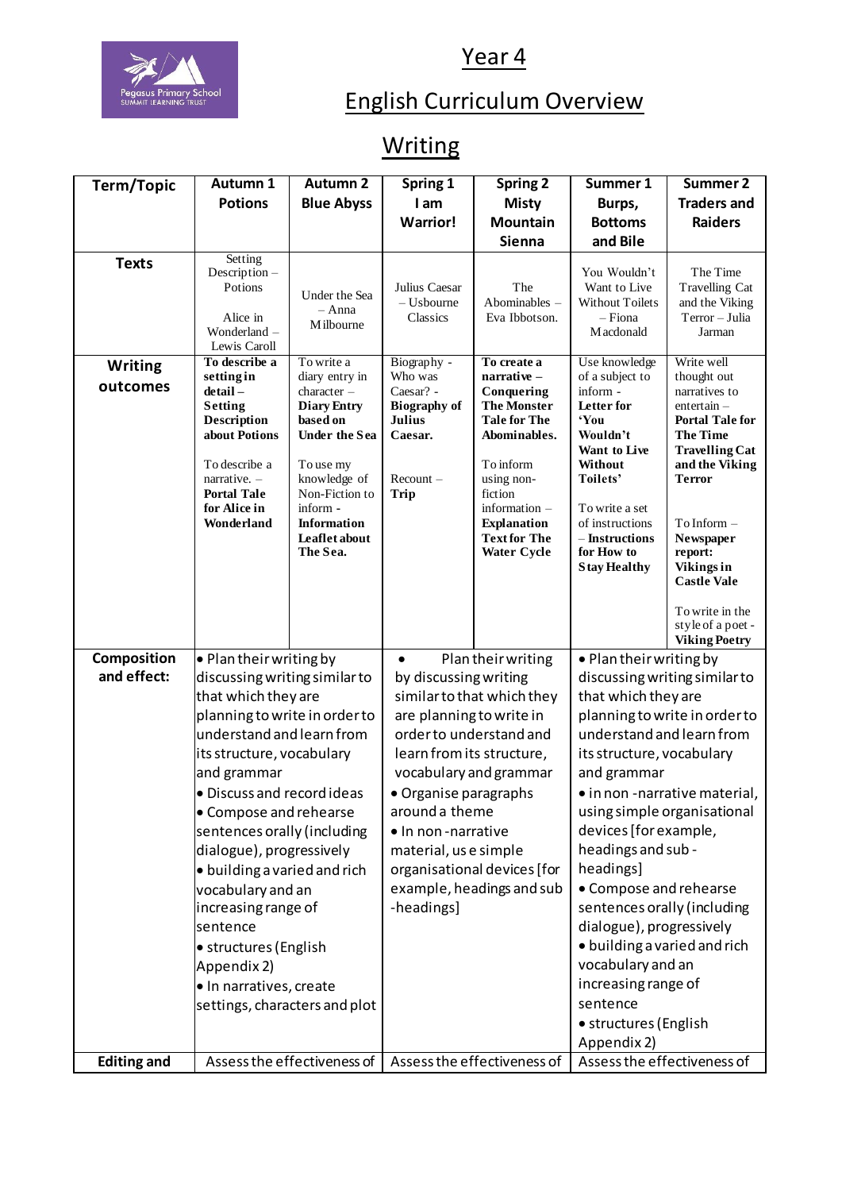# Year 4

# English Curriculum Overview

# Writing

| Term/Topic | Autumn 1 Potions | Autumn 2 Blue Abyss | Spring 1 I am Warrior! | Spring 2 Misty Mountain Sienna | Summer 1 Burps, Bottoms and Bile | Summer 2 Traders and Raiders |
|---|---|---|---|---|---|---|
| **Texts** | Setting Description – Potions<br><br>Alice in Wonderland – Lewis Caroll | Under the Sea – Anna Milbourne | Julius Caesar – Usbourne Classics | The Abominables – Eva Ibbotson. | You Wouldn't Want to Live Without Toilets – Fiona Macdonald | The Time Travelling Cat and the Viking Terror – Julia Jarman |
| **Writing outcomes** | **To describe a setting in detail – Setting Description about Potions**<br><br>To describe a narrative. – **Portal Tale for Alice in Wonderland** | To write a diary entry in character – **Diary Entry based on Under the Sea**<br><br>To use my knowledge of Non-Fiction to inform - **Information Leaflet about The Sea.** | Biography - Who was Caesar? - **Biography of Julius Caesar.**<br><br>Recount – **Trip** | **To create a narrative – Conquering The Monster Tale for The Abominables.**<br><br>To inform using non-fiction information – **Explanation Text for The Water Cycle** | Use knowledge of a subject to inform - **Letter for 'You Wouldn't Want to Live Without Toilets'**<br><br>To write a set of instructions – **Instructions for How to Stay Healthy** | Write well thought out narratives to entertain – **Portal Tale for The Time Travelling Cat and the Viking Terror**<br><br>To Inform – **Newspaper report: Vikings in Castle Vale**<br><br>To write in the style of a poet - **Viking Poetry** |
| **Composition and effect:** | • Plan their writing by discussing writing similar to that which they are planning to write in order to understand and learn from its structure, vocabulary and grammar<br>• Discuss and record ideas<br>• Compose and rehearse sentences orally (including dialogue), progressively<br>• building a varied and rich vocabulary and an increasing range of sentence<br>• structures (English Appendix 2)<br>• In narratives, create settings, characters and plot | | • Plan their writing by discussing writing similar to that which they are planning to write in order to understand and learn from its structure, vocabulary and grammar<br>• Organise paragraphs around a theme<br>• In non-narrative material, use simple organisational devices [for example, headings and sub-headings] | | • Plan their writing by discussing writing similar to that which they are planning to write in order to understand and learn from its structure, vocabulary and grammar<br>• in non-narrative material, using simple organisational devices [for example, headings and sub-headings]<br>• Compose and rehearse sentences orally (including dialogue), progressively<br>• building a varied and rich vocabulary and an increasing range of sentence<br>• structures (English Appendix 2) | |
| **Editing and** | Assess the effectiveness of | | Assess the effectiveness of | | Assess the effectiveness of | |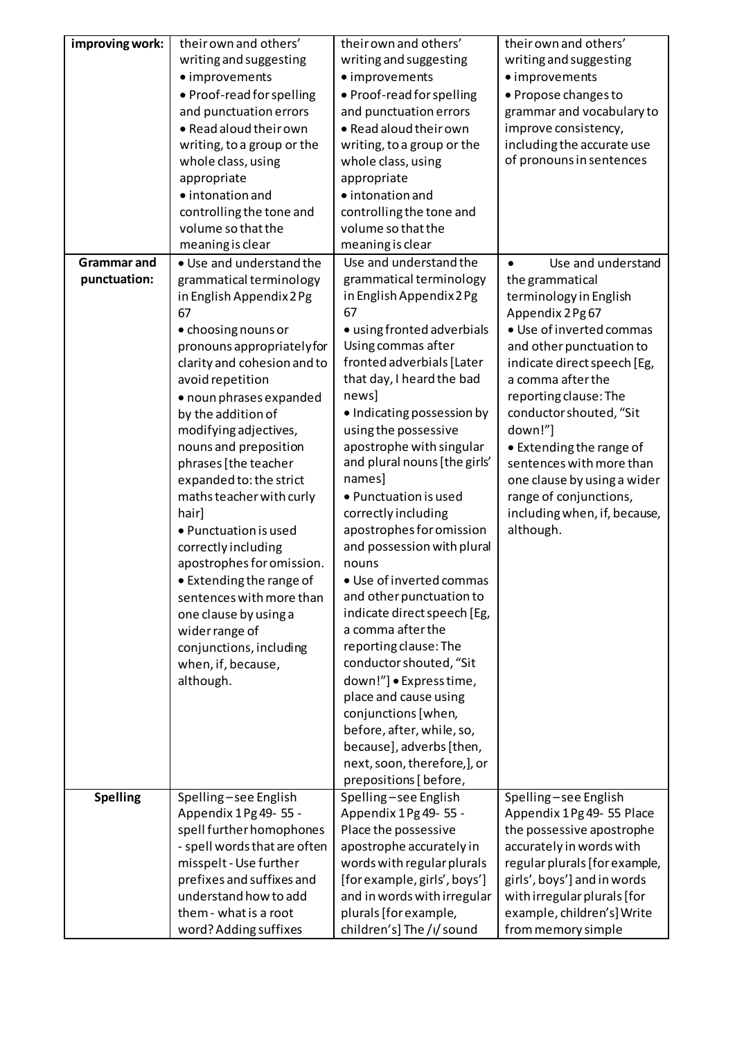| | | | |
|---|---|---|---|
| **improving work:** | their own and others' writing and suggesting • improvements • Proof-read for spelling and punctuation errors • Read aloud their own writing, to a group or the whole class, using appropriate • intonation and controlling the tone and volume so that the meaning is clear | their own and others' writing and suggesting • improvements • Proof-read for spelling and punctuation errors • Read aloud their own writing, to a group or the whole class, using appropriate • intonation and controlling the tone and volume so that the meaning is clear | their own and others' writing and suggesting • improvements • Propose changes to grammar and vocabulary to improve consistency, including the accurate use of pronouns in sentences |
| **Grammar and punctuation:** | • Use and understand the grammatical terminology in English Appendix 2 Pg 67 • choosing nouns or pronouns appropriately for clarity and cohesion and to avoid repetition • noun phrases expanded by the addition of modifying adjectives, nouns and preposition phrases [the teacher expanded to: the strict maths teacher with curly hair] • Punctuation is used correctly including apostrophes for omission. • Extending the range of sentences with more than one clause by using a wider range of conjunctions, including when, if, because, although. | Use and understand the grammatical terminology in English Appendix 2 Pg 67 • using fronted adverbials Using commas after fronted adverbials [Later that day, I heard the bad news] • Indicating possession by using the possessive apostrophe with singular and plural nouns [the girls' names] • Punctuation is used correctly including apostrophes for omission and possession with plural nouns • Use of inverted commas and other punctuation to indicate direct speech [Eg, a comma after the reporting clause: The conductor shouted, "Sit down!"] • Express time, place and cause using conjunctions [when, before, after, while, so, because], adverbs [then, next, soon, therefore,], or prepositions [ before, | • Use and understand the grammatical terminology in English Appendix 2 Pg 67 • Use of inverted commas and other punctuation to indicate direct speech [Eg, a comma after the reporting clause: The conductor shouted, "Sit down!"] • Extending the range of sentences with more than one clause by using a wider range of conjunctions, including when, if, because, although. |
| **Spelling** | Spelling – see English Appendix 1 Pg 49- 55 - spell further homophones - spell words that are often misspelt - Use further prefixes and suffixes and understand how to add them - what is a root word? Adding suffixes | Spelling – see English Appendix 1 Pg 49- 55 - Place the possessive apostrophe accurately in words with regular plurals [for example, girls', boys'] and in words with irregular plurals [for example, children's] The /ɪ/ sound | Spelling – see English Appendix 1 Pg 49- 55 Place the possessive apostrophe accurately in words with regular plurals [for example, girls', boys'] and in words with irregular plurals [for example, children's] Write from memory simple |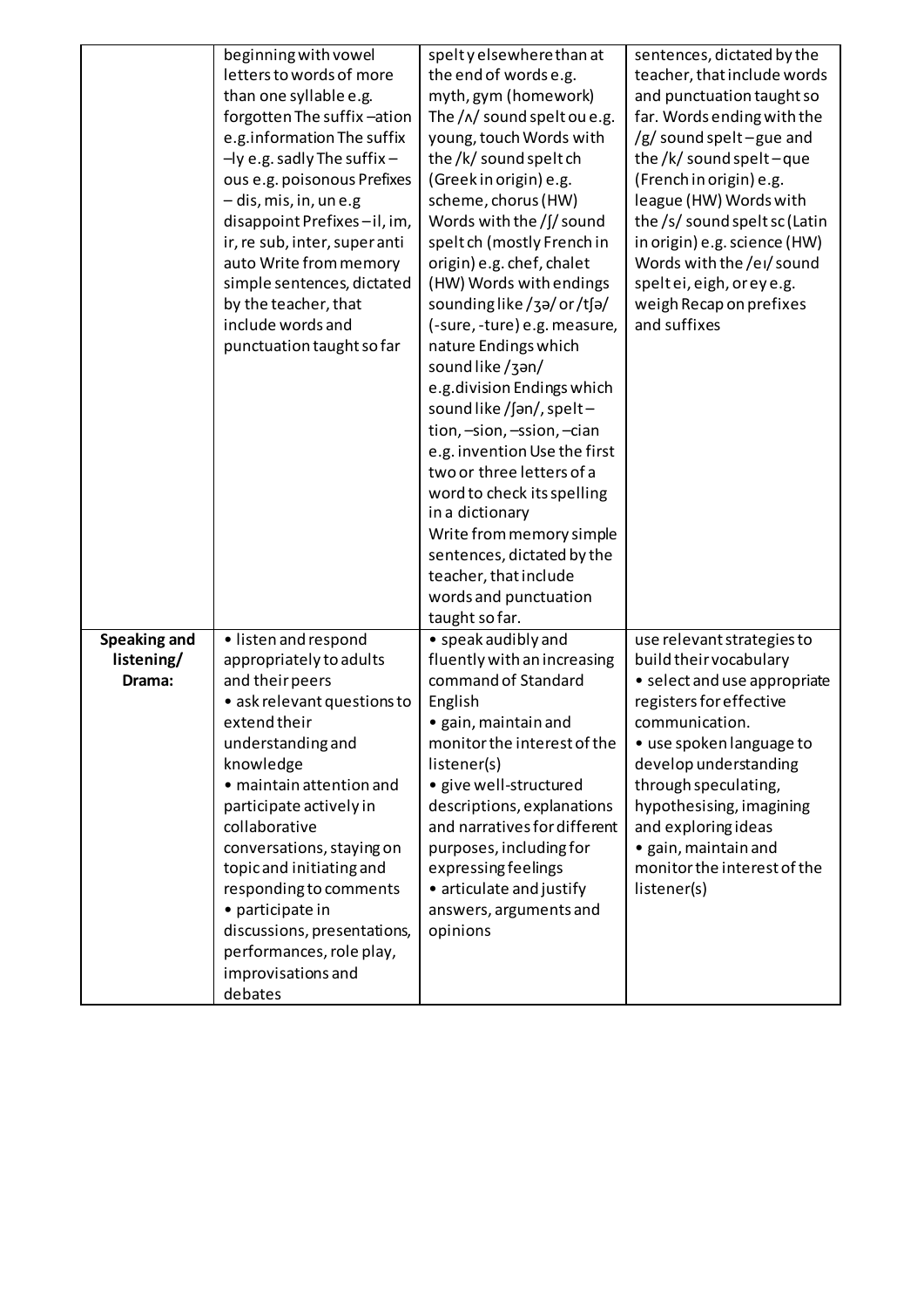| | | | |
|---|---|---|---|
| | beginning with vowel letters to words of more than one syllable e.g. forgotten The suffix –ation e.g.information The suffix –ly e.g. sadly The suffix – ous e.g. poisonous Prefixes – dis, mis, in, un e.g disappoint Prefixes – il, im, ir, re sub, inter, super anti auto Write from memory simple sentences, dictated by the teacher, that include words and punctuation taught so far | spelt y elsewhere than at the end of words e.g. myth, gym (homework) The /ʌ/ sound spelt ou e.g. young, touch Words with the /k/ sound spelt ch (Greek in origin) e.g. scheme, chorus (HW) Words with the /ʃ/ sound spelt ch (mostly French in origin) e.g. chef, chalet (HW) Words with endings sounding like /ʒə/ or /tʃə/ (-sure, -ture) e.g. measure, nature Endings which sound like /ʒən/ e.g.division Endings which sound like /ʃən/, spelt – tion, –sion, –ssion, –cian e.g. invention Use the first two or three letters of a word to check its spelling in a dictionary Write from memory simple sentences, dictated by the teacher, that include words and punctuation taught so far. | sentences, dictated by the teacher, that include words and punctuation taught so far. Words ending with the /g/ sound spelt –gue and the /k/ sound spelt – que (French in origin) e.g. league (HW) Words with the /s/ sound spelt sc (Latin in origin) e.g. science (HW) Words with the /eɪ/ sound spelt ei, eigh, or ey e.g. weigh Recap on prefixes and suffixes |
| **Speaking and listening/ Drama:** | • listen and respond appropriately to adults and their peers<br>• ask relevant questions to extend their understanding and knowledge<br>• maintain attention and participate actively in collaborative conversations, staying on topic and initiating and responding to comments<br>• participate in discussions, presentations, performances, role play, improvisations and debates | • speak audibly and fluently with an increasing command of Standard English<br>• gain, maintain and monitor the interest of the listener(s)<br>• give well-structured descriptions, explanations and narratives for different purposes, including for expressing feelings<br>• articulate and justify answers, arguments and opinions | use relevant strategies to build their vocabulary<br>• select and use appropriate registers for effective communication.<br>• use spoken language to develop understanding through speculating, hypothesising, imagining and exploring ideas<br>• gain, maintain and monitor the interest of the listener(s) |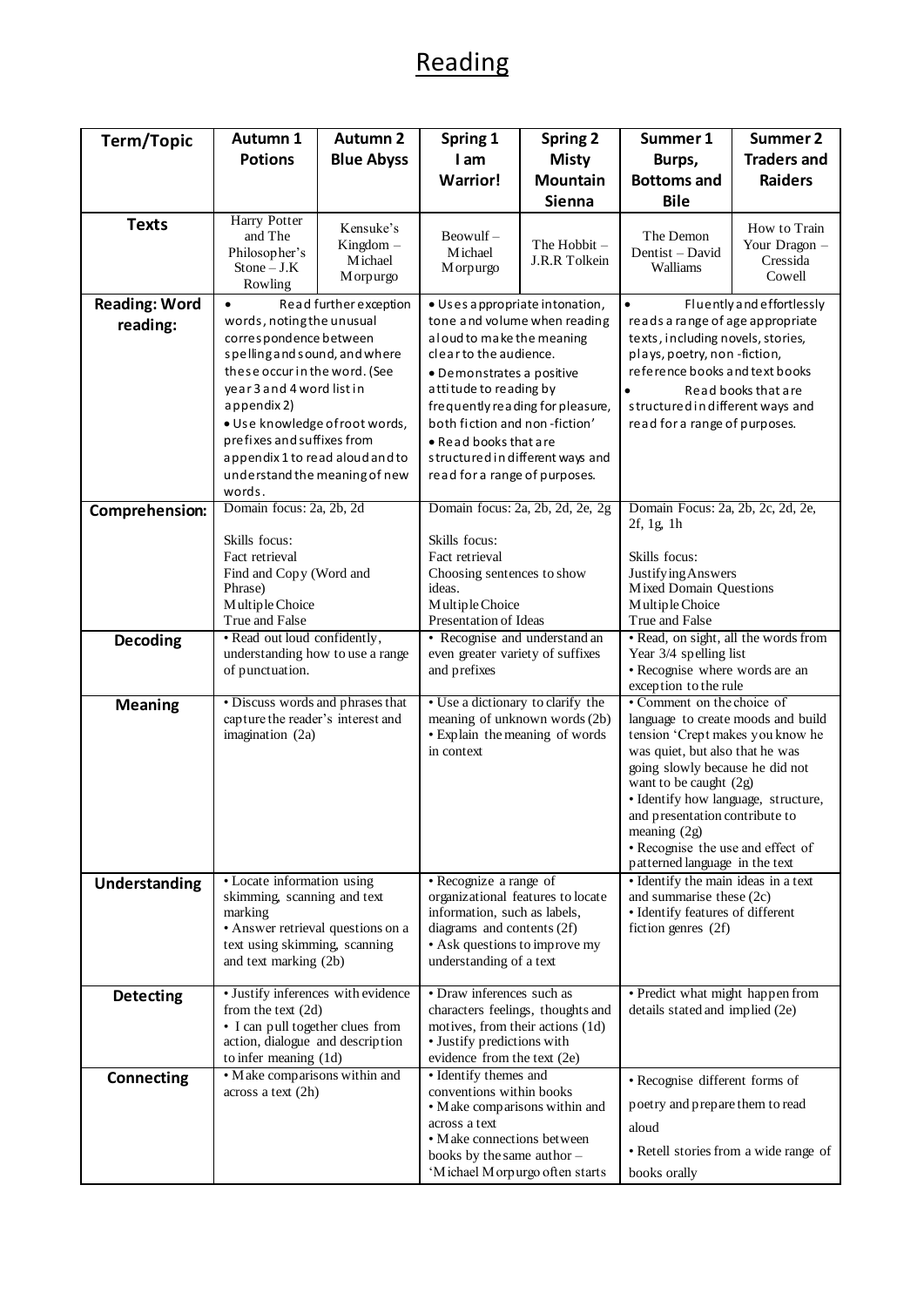# Reading

| Term/Topic | Autumn 1 Potions | Autumn 2 Blue Abyss | Spring 1 I am Warrior! | Spring 2 Misty Mountain Sienna | Summer 1 Burps, Bottoms and Bile | Summer 2 Traders and Raiders |
|---|---|---|---|---|---|---|
| **Texts** | Harry Potter and The Philosopher's Stone – J.K Rowling | Kensuke's Kingdom – Michael Morpurgo | Beowulf – Michael Morpurgo | The Hobbit – J.R.R Tolkein | The Demon Dentist – David Walliams | How to Train Your Dragon – Cressida Cowell |
| **Reading: Word reading:** | • Read further exception words, noting the unusual correspondence between spelling and sound, and where these occur in the word. (See year 3 and 4 word list in appendix 2) • Use knowledge of root words, prefixes and suffixes from appendix 1 to read aloud and to understand the meaning of new words. | | • Uses appropriate intonation, tone and volume when reading aloud to make the meaning clear to the audience. • Demonstrates a positive attitude to reading by frequently reading for pleasure, both fiction and non-fiction' • Read books that are structured in different ways and read for a range of purposes. | | • Fluently and effortlessly reads a range of age appropriate texts, including novels, stories, plays, poetry, non-fiction, reference books and text books • Read books that are structured in different ways and read for a range of purposes. | |
| **Comprehension:** | Domain focus: 2a, 2b, 2d<br><br>Skills focus:<br>Fact retrieval<br>Find and Copy (Word and Phrase)<br>Multiple Choice<br>True and False | | Domain focus: 2a, 2b, 2d, 2e, 2g<br><br>Skills focus:<br>Fact retrieval<br>Choosing sentences to show ideas.<br>Multiple Choice<br>Presentation of Ideas | | Domain Focus: 2a, 2b, 2c, 2d, 2e, 2f, 1g, 1h<br><br>Skills focus:<br>Justifying Answers<br>Mixed Domain Questions<br>Multiple Choice<br>True and False | |
| **Decoding** | • Read out loud confidently, understanding how to use a range of punctuation. | | • Recognise and understand an even greater variety of suffixes and prefixes | | • Read, on sight, all the words from Year 3/4 spelling list • Recognise where words are an exception to the rule | |
| **Meaning** | • Discuss words and phrases that capture the reader's interest and imagination (2a) | | • Use a dictionary to clarify the meaning of unknown words (2b) • Explain the meaning of words in context | | • Comment on the choice of language to create moods and build tension 'Crept makes you know he was quiet, but also that he was going slowly because he did not want to be caught (2g) • Identify how language, structure, and presentation contribute to meaning (2g) • Recognise the use and effect of patterned language in the text | |
| **Understanding** | • Locate information using skimming, scanning and text marking • Answer retrieval questions on a text using skimming, scanning and text marking (2b) | | • Recognize a range of organizational features to locate information, such as labels, diagrams and contents (2f) • Ask questions to improve my understanding of a text | | • Identify the main ideas in a text and summarise these (2c) • Identify features of different fiction genres (2f) | |
| **Detecting** | • Justify inferences with evidence from the text (2d) • I can pull together clues from action, dialogue and description to infer meaning (1d) | | • Draw inferences such as characters feelings, thoughts and motives, from their actions (1d) • Justify predictions with evidence from the text (2e) | | • Predict what might happen from details stated and implied (2e) | |
| **Connecting** | • Make comparisons within and across a text (2h) | | • Identify themes and conventions within books • Make comparisons within and across a text • Make connections between books by the same author – 'Michael Morpurgo often starts | | • Recognise different forms of poetry and prepare them to read aloud • Retell stories from a wide range of books orally | |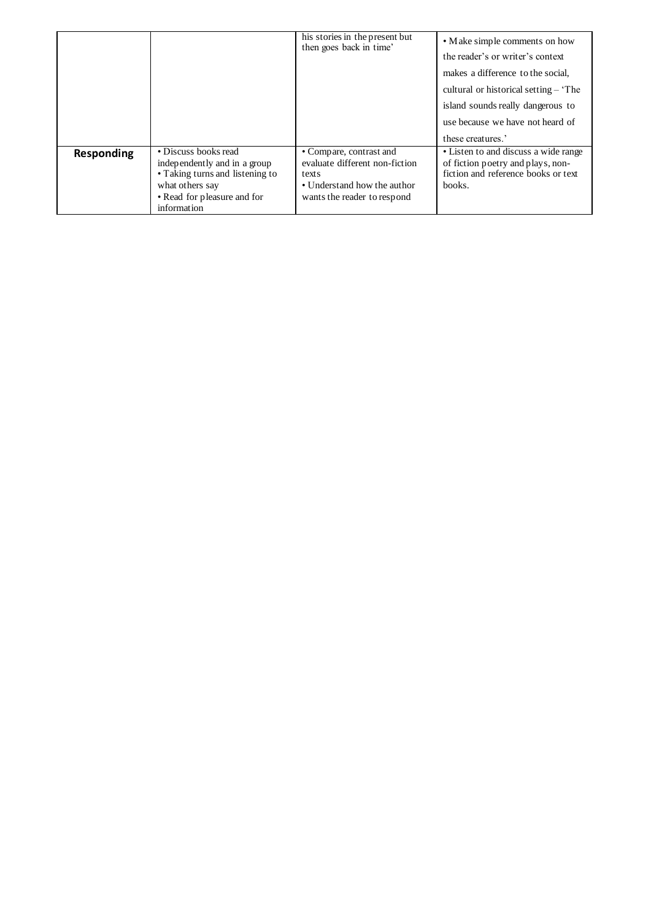| | | | |
|---|---|---|---|
| | | his stories in the present but then goes back in time' | • Make simple comments on how the reader's or writer's context makes a difference to the social, cultural or historical setting – 'The island sounds really dangerous to use because we have not heard of these creatures.' |
| **Responding** | • Discuss books read independently and in a group<br>• Taking turns and listening to what others say<br>• Read for pleasure and for information | • Compare, contrast and evaluate different non-fiction texts<br>• Understand how the author wants the reader to respond | • Listen to and discuss a wide range of fiction poetry and plays, non-fiction and reference books or text books. |